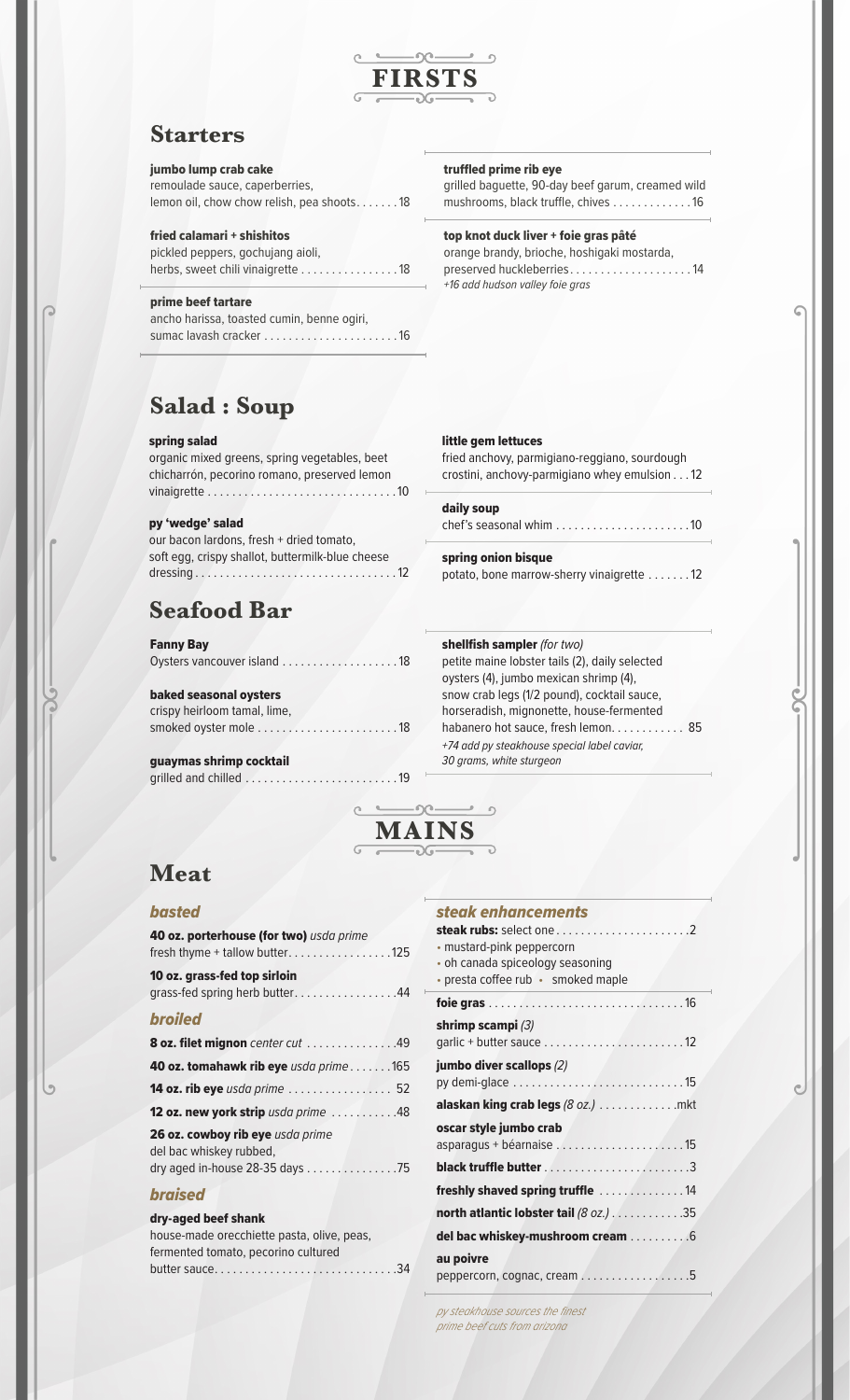# FIRSTS

## Starters

**jumbo lump crab cake**
remoulade sauce, caperberries, lemon oil, chow chow relish, pea shoots . . . . . . . 18

**fried calamari + shishitos**
pickled peppers, gochujang aioli, herbs, sweet chili vinaigrette . . . . . . . . . . . . . . . 18

**prime beef tartare**
ancho harissa, toasted cumin, benne ogiri, sumac lavash cracker . . . . . . . . . . . . . . . . . . . . . 16

**truffled prime rib eye**
grilled baguette, 90-day beef garum, creamed wild mushrooms, black truffle, chives . . . . . . . . . . . . . 16

**top knot duck liver + foie gras pâté**
orange brandy, brioche, hoshigaki mostarda, preserved huckleberries . . . . . . . . . . . . . . . . . . . 14
*+16 add hudson valley foie gras*

## Salad : Soup

**spring salad**
organic mixed greens, spring vegetables, beet chicharrón, pecorino romano, preserved lemon vinaigrette . . . . . . . . . . . . . . . . . . . . . . . . . . . . . . 10

**py 'wedge' salad**
our bacon lardons, fresh + dried tomato, soft egg, crispy shallot, buttermilk-blue cheese dressing . . . . . . . . . . . . . . . . . . . . . . . . . . . . . . . . 12

**little gem lettuces**
fried anchovy, parmigiano-reggiano, sourdough crostini, anchovy-parmigiano whey emulsion . . . 12

**daily soup**
chef's seasonal whim . . . . . . . . . . . . . . . . . . . . . 10

**spring onion bisque**
potato, bone marrow-sherry vinaigrette . . . . . . . 12

## Seafood Bar

**Fanny Bay**
Oysters vancouver island . . . . . . . . . . . . . . . . . . 18

**baked seasonal oysters**
crispy heirloom tamal, lime, smoked oyster mole . . . . . . . . . . . . . . . . . . . . . . 18

**guaymas shrimp cocktail**
grilled and chilled . . . . . . . . . . . . . . . . . . . . . . . . 19

**shellfish sampler** *(for two)*
petite maine lobster tails (2), daily selected oysters (4), jumbo mexican shrimp (4), snow crab legs (1/2 pound), cocktail sauce, horseradish, mignonette, house-fermented habanero hot sauce, fresh lemon. . . . . . . . . . . . 85
*+74 add py steakhouse special label caviar, 30 grams, white sturgeon*

# MAINS

## Meat

### *basted*

**40 oz. porterhouse (for two)** *usda prime*
fresh thyme + tallow butter. . . . . . . . . . . . . . . . . 125

**10 oz. grass-fed top sirloin**
grass-fed spring herb butter. . . . . . . . . . . . . . . . 44

### *broiled*

**8 oz. filet mignon** *center cut* . . . . . . . . . . . . . . 49

**40 oz. tomahawk rib eye** *usda prime* . . . . . . . 165

**14 oz. rib eye** *usda prime* . . . . . . . . . . . . . . . . 52

**12 oz. new york strip** *usda prime* . . . . . . . . . . 48

**26 oz. cowboy rib eye** *usda prime*
del bac whiskey rubbed, dry aged in-house 28-35 days . . . . . . . . . . . . . . . 75

### *braised*

**dry-aged beef shank**
house-made orecchiette pasta, olive, peas, fermented tomato, pecorino cultured butter sauce. . . . . . . . . . . . . . . . . . . . . . . . . . . . . 34

### *steak enhancements*

**steak rubs:** select one . . . . . . . . . . . . . . . . . . . . . 2
- mustard-pink peppercorn
- oh canada spiceology seasoning
- presta coffee rub • smoked maple

**foie gras** . . . . . . . . . . . . . . . . . . . . . . . . . . . . . . . 16

**shrimp scampi** *(3)*
garlic + butter sauce . . . . . . . . . . . . . . . . . . . . . . . 12

**jumbo diver scallops** *(2)*
py demi-glace . . . . . . . . . . . . . . . . . . . . . . . . . . . . 15

**alaskan king crab legs** *(8 oz.)* . . . . . . . . . . . . . mkt

**oscar style jumbo crab**
asparagus + béarnaise . . . . . . . . . . . . . . . . . . . . . 15

**black truffle butter** . . . . . . . . . . . . . . . . . . . . . . . . 3

**freshly shaved spring truffle** . . . . . . . . . . . . . . 14

**north atlantic lobster tail** *(8 oz.)* . . . . . . . . . . . 35

**del bac whiskey-mushroom cream** . . . . . . . . . . 6

**au poivre**
peppercorn, cognac, cream . . . . . . . . . . . . . . . . . . 5

*py steakhouse sources the finest prime beef cuts from arizona*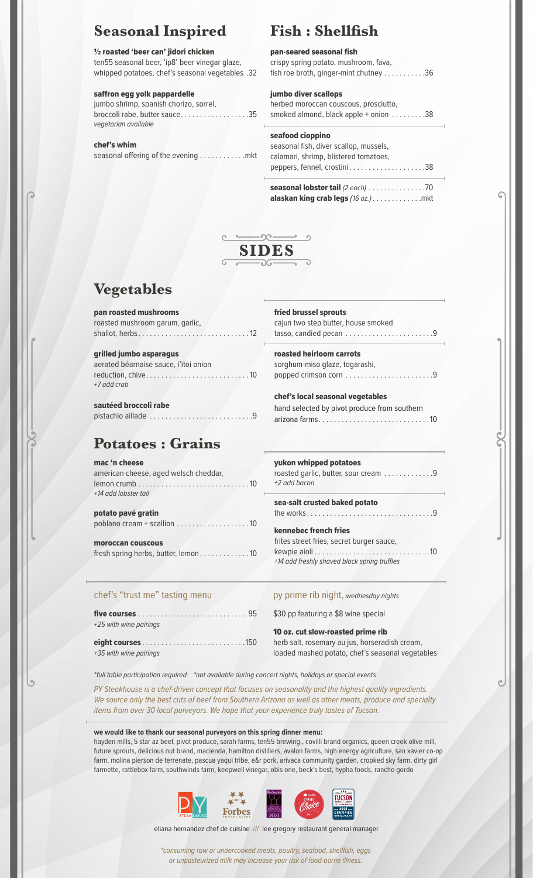## Seasonal Inspired

**½ roasted 'beer can' jidori chicken**
ten55 seasonal beer, 'ip8' beer vinegar glaze, whipped potatoes, chef's seasonal vegetables .32

**saffron egg yolk pappardelle**
jumbo shrimp, spanish chorizo, sorrel, broccoli rabe, butter sauce .35
*vegetarian available*

**chef's whim**
seasonal offering of the evening .mkt

## Fish : Shellfish

**pan-seared seasonal fish**
crispy spring potato, mushroom, fava, fish roe broth, ginger-mint chutney .36

**jumbo diver scallops**
herbed moroccan couscous, prosciutto, smoked almond, black apple + onion .38

**seafood cioppino**
seasonal fish, diver scallop, mussels, calamari, shrimp, blistered tomatoes, peppers, fennel, crostini .38

**seasonal lobster tail** *(2 each)* .70
**alaskan king crab legs** *(16 oz.)* .mkt

# SIDES

## Vegetables

**pan roasted mushrooms**
roasted mushroom garum, garlic, shallot, herbs .12

**grilled jumbo asparagus**
aerated béarnaise sauce, i'itoi onion reduction, chive .10
*+7 add crab*

**sautéed broccoli rabe**
pistachio aillade .9

**fried brussel sprouts**
cajun two step butter, house smoked tasso, candied pecan .9

**roasted heirloom carrots**
sorghum-miso glaze, togarashi, popped crimson corn .9

**chef's local seasonal vegetables**
hand selected by pivot produce from southern arizona farms .10

## Potatoes : Grains

**mac 'n cheese**
american cheese, aged welsch cheddar, lemon crumb .10
*+14 add lobster tail*

**potato pavé gratin**
poblano cream + scallion .10

**moroccan couscous**
fresh spring herbs, butter, lemon .10

**yukon whipped potatoes**
roasted garlic, butter, sour cream .9
*+2 add bacon*

**sea-salt crusted baked potato**
the works .9

**kennebec french fries**
frites street fries, secret burger sauce, kewpie aioli .10
*+14 add freshly shaved black spring truffles*

### chef's "trust me" tasting menu

**five courses** . 95
*+25 with wine pairings*

**eight courses** .150
*+35 with wine pairings*

### py prime rib night, *wednesday nights*

$30 pp featuring a $8 wine special

**10 oz. cut slow-roasted prime rib**
herb salt, rosemary au jus, horseradish cream, loaded mashed potato, chef's seasonal vegetables

*\*full table participation required \*not available during concert nights, holidays or special events*

*PY Steakhouse is a chef-driven concept that focuses on seasonality and the highest quality ingredients. We source only the best cuts of beef from Southern Arizona as well as other meats, produce and specialty items from over 30 local purveyors. We hope that your experience truly tastes of Tucson.*

**we would like to thank our seasonal purveyors on this spring dinner menu:**
hayden mills, 5 star az beef, pivot produce, sarah farms, ten55 brewing., covilli brand organics, queen creek olive mill, future sprouts, delicious nut brand, macienda, hamilton distillers, avalon farms, high energy agriculture, san xavier co-op farm, molina pierson de terrenate, pascua yaqui tribe, e&r pork, arivaca community garden, crooked sky farm, dirty girl farmette, rattlebox farm, southwinds farm, keepwell vinegar, obis one, beck's best, hypha foods, rancho gordo

eliana hernandez chef de cuisine /// lee gregory restaurant general manager

*\*consuming raw or undercooked meats, poultry, seafood, shellfish, eggs or unpasteurized milk may increase your risk of food-borne illness.*